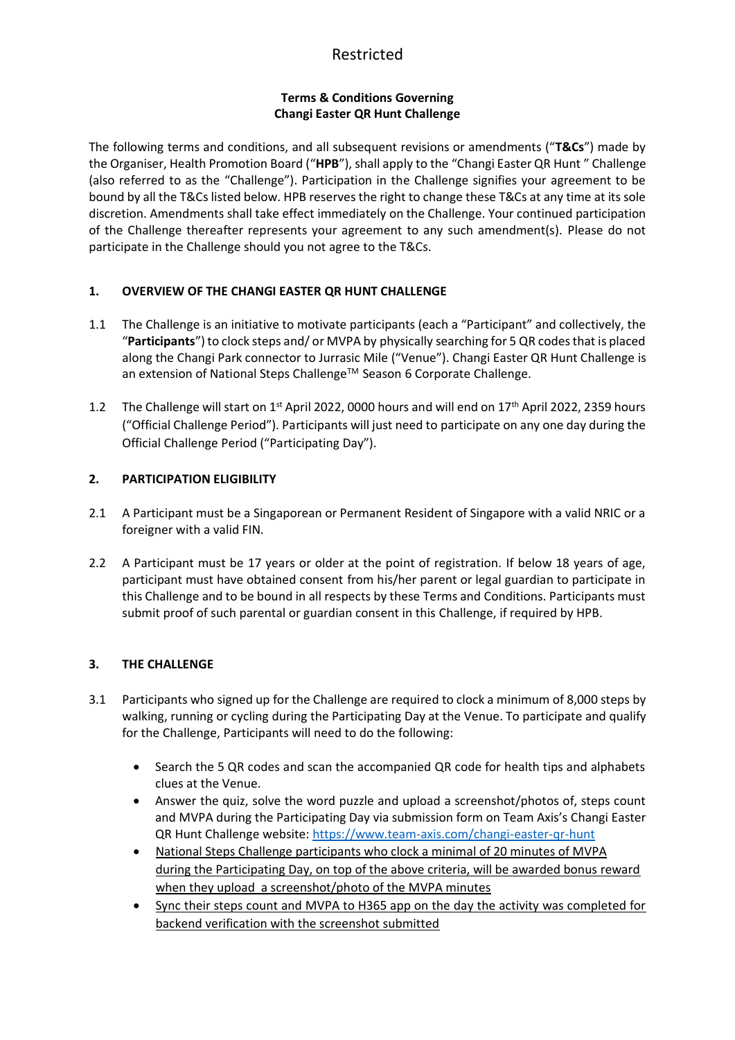Restricted

**Terms & Conditions Governing**
**Changi Easter QR Hunt Challenge**

The following terms and conditions, and all subsequent revisions or amendments ("**T&Cs**") made by the Organiser, Health Promotion Board ("**HPB**"), shall apply to the "Changi Easter QR Hunt " Challenge (also referred to as the "Challenge"). Participation in the Challenge signifies your agreement to be bound by all the T&Cs listed below. HPB reserves the right to change these T&Cs at any time at its sole discretion. Amendments shall take effect immediately on the Challenge. Your continued participation of the Challenge thereafter represents your agreement to any such amendment(s). Please do not participate in the Challenge should you not agree to the T&Cs.

## 1. OVERVIEW OF THE CHANGI EASTER QR HUNT CHALLENGE

1.1 The Challenge is an initiative to motivate participants (each a "Participant" and collectively, the "**Participants**") to clock steps and/ or MVPA by physically searching for 5 QR codes that is placed along the Changi Park connector to Jurrasic Mile ("Venue"). Changi Easter QR Hunt Challenge is an extension of National Steps Challenge™ Season 6 Corporate Challenge.

1.2 The Challenge will start on 1st April 2022, 0000 hours and will end on 17th April 2022, 2359 hours ("Official Challenge Period"). Participants will just need to participate on any one day during the Official Challenge Period ("Participating Day").

## 2. PARTICIPATION ELIGIBILITY

2.1 A Participant must be a Singaporean or Permanent Resident of Singapore with a valid NRIC or a foreigner with a valid FIN.

2.2 A Participant must be 17 years or older at the point of registration. If below 18 years of age, participant must have obtained consent from his/her parent or legal guardian to participate in this Challenge and to be bound in all respects by these Terms and Conditions. Participants must submit proof of such parental or guardian consent in this Challenge, if required by HPB.

## 3. THE CHALLENGE

3.1 Participants who signed up for the Challenge are required to clock a minimum of 8,000 steps by walking, running or cycling during the Participating Day at the Venue. To participate and qualify for the Challenge, Participants will need to do the following:

- Search the 5 QR codes and scan the accompanied QR code for health tips and alphabets clues at the Venue.
- Answer the quiz, solve the word puzzle and upload a screenshot/photos of, steps count and MVPA during the Participating Day via submission form on Team Axis's Changi Easter QR Hunt Challenge website: https://www.team-axis.com/changi-easter-qr-hunt
- <u>National Steps Challenge participants who clock a minimal of 20 minutes of MVPA during the Participating Day, on top of the above criteria, will be awarded bonus reward when they upload a screenshot/photo of the MVPA minutes</u>
- <u>Sync their steps count and MVPA to H365 app on the day the activity was completed for backend verification with the screenshot submitted</u>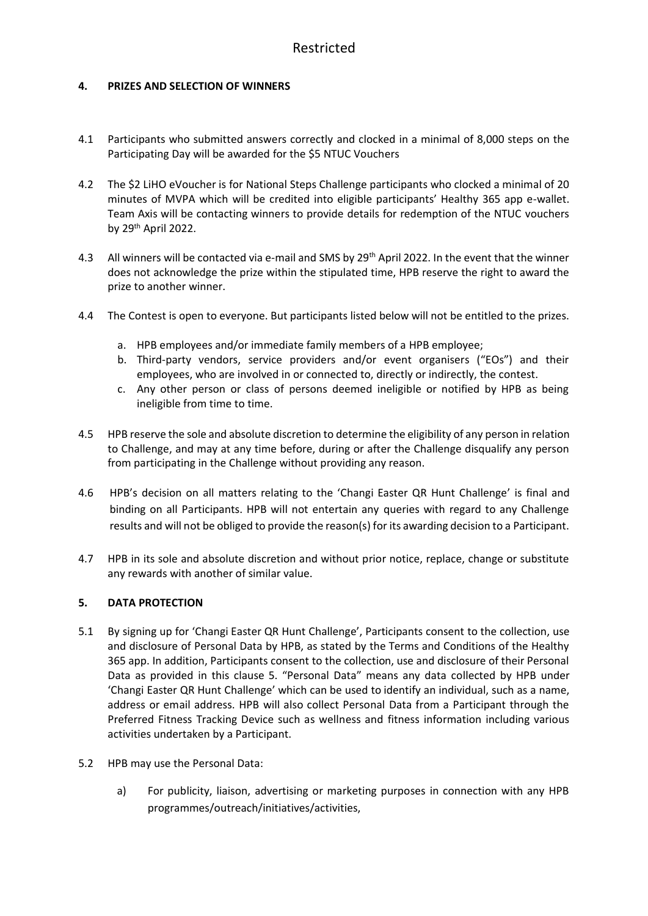## 4. PRIZES AND SELECTION OF WINNERS

4.1 Participants who submitted answers correctly and clocked in a minimal of 8,000 steps on the Participating Day will be awarded for the $5 NTUC Vouchers

4.2 The $2 LiHO eVoucher is for National Steps Challenge participants who clocked a minimal of 20 minutes of MVPA which will be credited into eligible participants' Healthy 365 app e-wallet. Team Axis will be contacting winners to provide details for redemption of the NTUC vouchers by 29th April 2022.

4.3 All winners will be contacted via e-mail and SMS by 29th April 2022. In the event that the winner does not acknowledge the prize within the stipulated time, HPB reserve the right to award the prize to another winner.

4.4 The Contest is open to everyone. But participants listed below will not be entitled to the prizes.

a. HPB employees and/or immediate family members of a HPB employee;
b. Third-party vendors, service providers and/or event organisers ("EOs") and their employees, who are involved in or connected to, directly or indirectly, the contest.
c. Any other person or class of persons deemed ineligible or notified by HPB as being ineligible from time to time.

4.5 HPB reserve the sole and absolute discretion to determine the eligibility of any person in relation to Challenge, and may at any time before, during or after the Challenge disqualify any person from participating in the Challenge without providing any reason.

4.6 HPB's decision on all matters relating to the 'Changi Easter QR Hunt Challenge' is final and binding on all Participants. HPB will not entertain any queries with regard to any Challenge results and will not be obliged to provide the reason(s) for its awarding decision to a Participant.

4.7 HPB in its sole and absolute discretion and without prior notice, replace, change or substitute any rewards with another of similar value.

## 5. DATA PROTECTION

5.1 By signing up for 'Changi Easter QR Hunt Challenge', Participants consent to the collection, use and disclosure of Personal Data by HPB, as stated by the Terms and Conditions of the Healthy 365 app. In addition, Participants consent to the collection, use and disclosure of their Personal Data as provided in this clause 5. "Personal Data" means any data collected by HPB under 'Changi Easter QR Hunt Challenge' which can be used to identify an individual, such as a name, address or email address. HPB will also collect Personal Data from a Participant through the Preferred Fitness Tracking Device such as wellness and fitness information including various activities undertaken by a Participant.

5.2 HPB may use the Personal Data:

a) For publicity, liaison, advertising or marketing purposes in connection with any HPB programmes/outreach/initiatives/activities,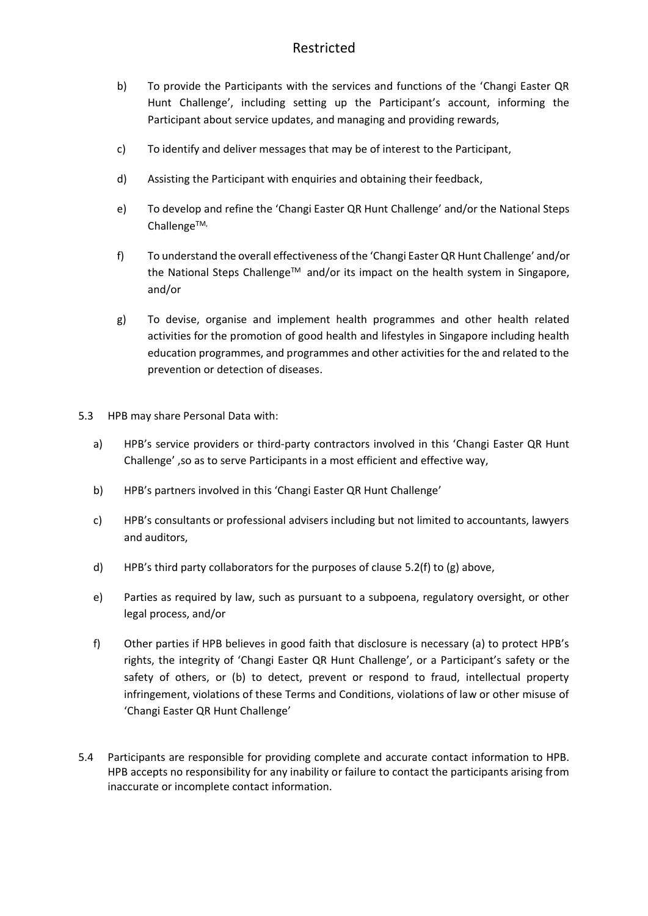b) To provide the Participants with the services and functions of the 'Changi Easter QR Hunt Challenge', including setting up the Participant's account, informing the Participant about service updates, and managing and providing rewards,

c) To identify and deliver messages that may be of interest to the Participant,

d) Assisting the Participant with enquiries and obtaining their feedback,

e) To develop and refine the 'Changi Easter QR Hunt Challenge' and/or the National Steps Challenge™,

f) To understand the overall effectiveness of the 'Changi Easter QR Hunt Challenge' and/or the National Steps Challenge™ and/or its impact on the health system in Singapore, and/or

g) To devise, organise and implement health programmes and other health related activities for the promotion of good health and lifestyles in Singapore including health education programmes, and programmes and other activities for the and related to the prevention or detection of diseases.

5.3 HPB may share Personal Data with:

a) HPB's service providers or third-party contractors involved in this 'Changi Easter QR Hunt Challenge' ,so as to serve Participants in a most efficient and effective way,

b) HPB's partners involved in this 'Changi Easter QR Hunt Challenge'

c) HPB's consultants or professional advisers including but not limited to accountants, lawyers and auditors,

d) HPB's third party collaborators for the purposes of clause 5.2(f) to (g) above,

e) Parties as required by law, such as pursuant to a subpoena, regulatory oversight, or other legal process, and/or

f) Other parties if HPB believes in good faith that disclosure is necessary (a) to protect HPB's rights, the integrity of 'Changi Easter QR Hunt Challenge', or a Participant's safety or the safety of others, or (b) to detect, prevent or respond to fraud, intellectual property infringement, violations of these Terms and Conditions, violations of law or other misuse of 'Changi Easter QR Hunt Challenge'

5.4 Participants are responsible for providing complete and accurate contact information to HPB. HPB accepts no responsibility for any inability or failure to contact the participants arising from inaccurate or incomplete contact information.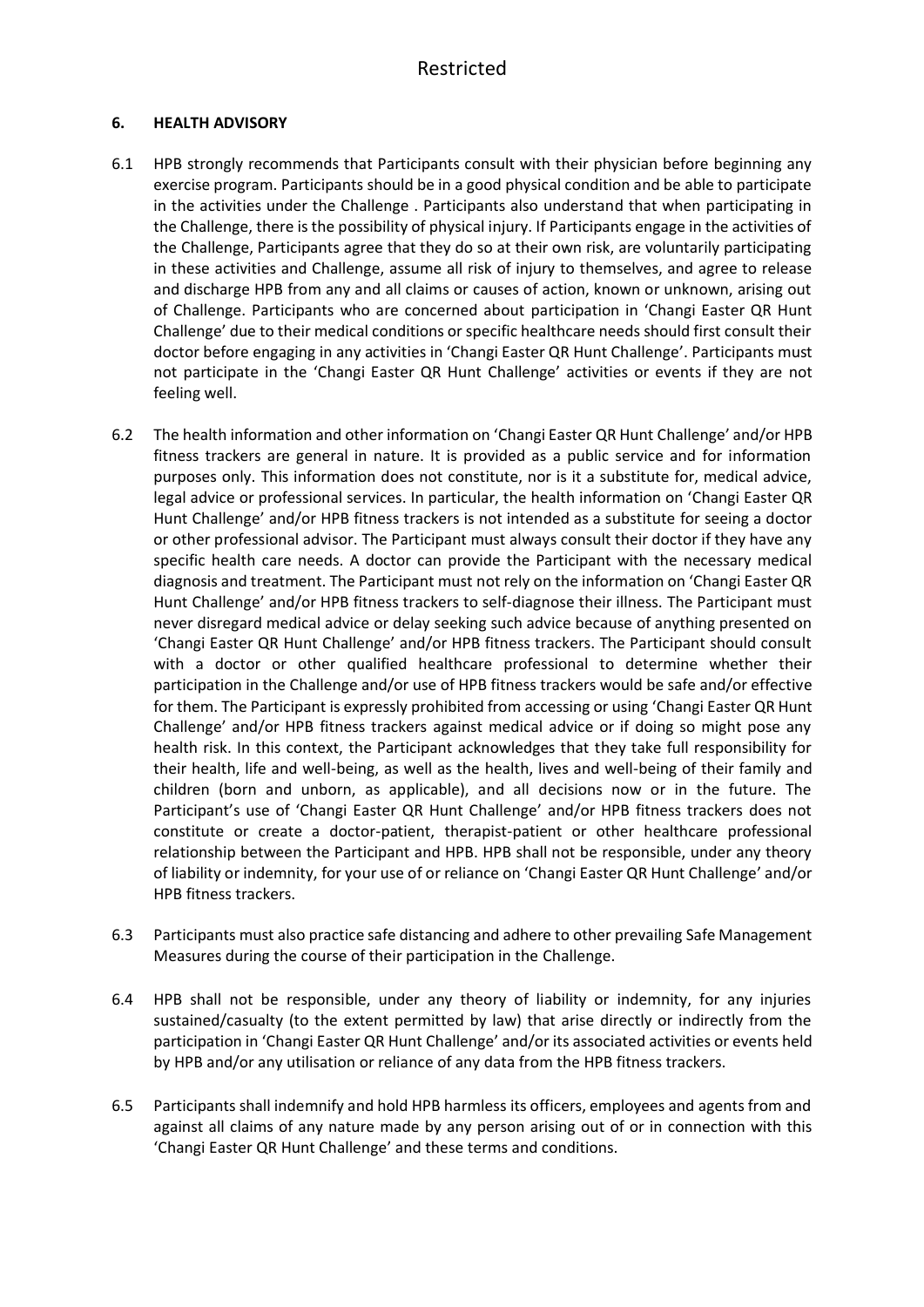### 6. HEALTH ADVISORY

6.1 HPB strongly recommends that Participants consult with their physician before beginning any exercise program. Participants should be in a good physical condition and be able to participate in the activities under the Challenge . Participants also understand that when participating in the Challenge, there is the possibility of physical injury. If Participants engage in the activities of the Challenge, Participants agree that they do so at their own risk, are voluntarily participating in these activities and Challenge, assume all risk of injury to themselves, and agree to release and discharge HPB from any and all claims or causes of action, known or unknown, arising out of Challenge. Participants who are concerned about participation in 'Changi Easter QR Hunt Challenge' due to their medical conditions or specific healthcare needs should first consult their doctor before engaging in any activities in 'Changi Easter QR Hunt Challenge'. Participants must not participate in the 'Changi Easter QR Hunt Challenge' activities or events if they are not feeling well.

6.2 The health information and other information on 'Changi Easter QR Hunt Challenge' and/or HPB fitness trackers are general in nature. It is provided as a public service and for information purposes only. This information does not constitute, nor is it a substitute for, medical advice, legal advice or professional services. In particular, the health information on 'Changi Easter QR Hunt Challenge' and/or HPB fitness trackers is not intended as a substitute for seeing a doctor or other professional advisor. The Participant must always consult their doctor if they have any specific health care needs. A doctor can provide the Participant with the necessary medical diagnosis and treatment. The Participant must not rely on the information on 'Changi Easter QR Hunt Challenge' and/or HPB fitness trackers to self-diagnose their illness. The Participant must never disregard medical advice or delay seeking such advice because of anything presented on 'Changi Easter QR Hunt Challenge' and/or HPB fitness trackers. The Participant should consult with a doctor or other qualified healthcare professional to determine whether their participation in the Challenge and/or use of HPB fitness trackers would be safe and/or effective for them. The Participant is expressly prohibited from accessing or using 'Changi Easter QR Hunt Challenge' and/or HPB fitness trackers against medical advice or if doing so might pose any health risk. In this context, the Participant acknowledges that they take full responsibility for their health, life and well-being, as well as the health, lives and well-being of their family and children (born and unborn, as applicable), and all decisions now or in the future. The Participant's use of 'Changi Easter QR Hunt Challenge' and/or HPB fitness trackers does not constitute or create a doctor-patient, therapist-patient or other healthcare professional relationship between the Participant and HPB. HPB shall not be responsible, under any theory of liability or indemnity, for your use of or reliance on 'Changi Easter QR Hunt Challenge' and/or HPB fitness trackers.

6.3 Participants must also practice safe distancing and adhere to other prevailing Safe Management Measures during the course of their participation in the Challenge.

6.4 HPB shall not be responsible, under any theory of liability or indemnity, for any injuries sustained/casualty (to the extent permitted by law) that arise directly or indirectly from the participation in 'Changi Easter QR Hunt Challenge' and/or its associated activities or events held by HPB and/or any utilisation or reliance of any data from the HPB fitness trackers.

6.5 Participants shall indemnify and hold HPB harmless its officers, employees and agents from and against all claims of any nature made by any person arising out of or in connection with this 'Changi Easter QR Hunt Challenge' and these terms and conditions.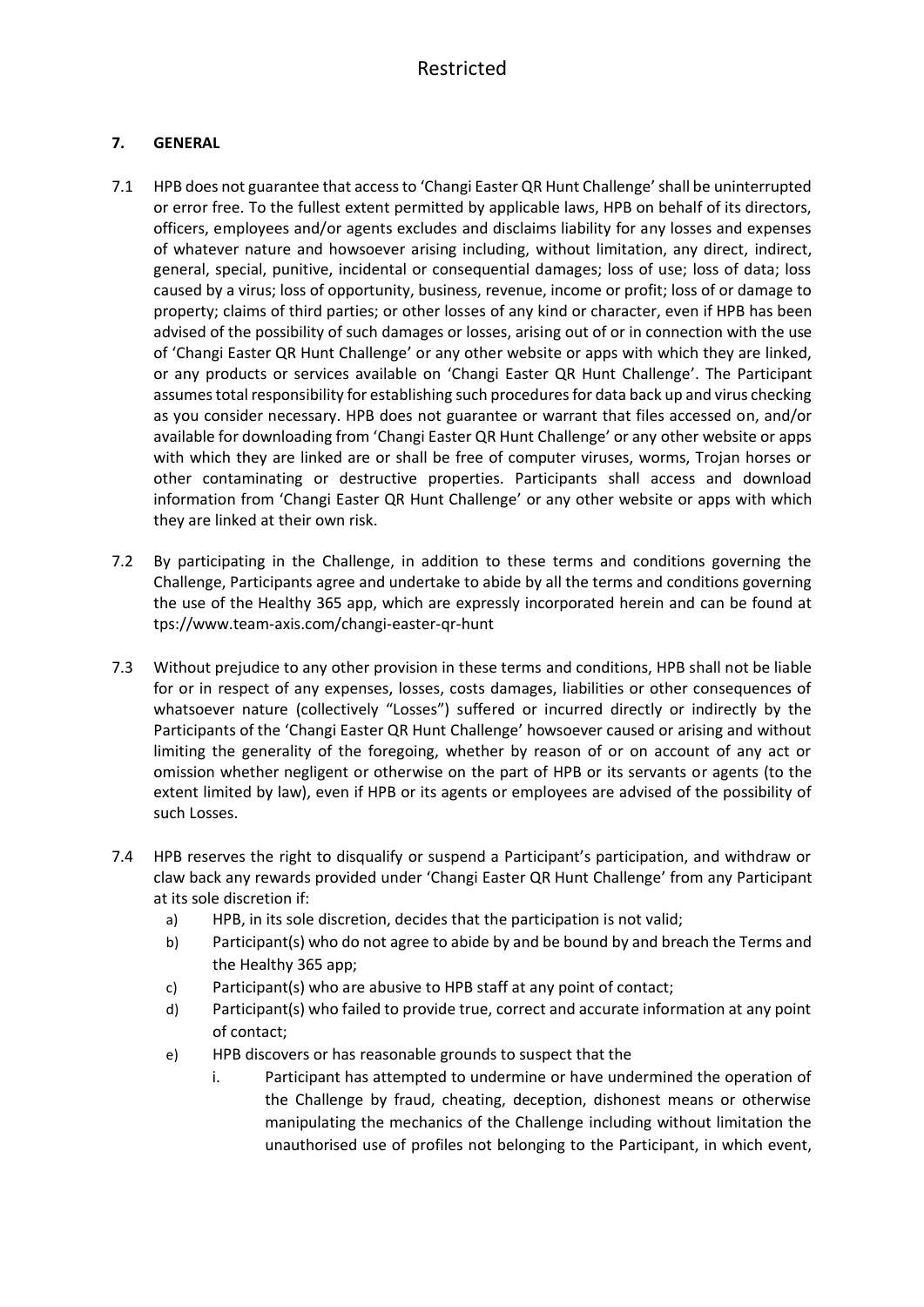## 7. GENERAL

7.1 HPB does not guarantee that access to 'Changi Easter QR Hunt Challenge' shall be uninterrupted or error free. To the fullest extent permitted by applicable laws, HPB on behalf of its directors, officers, employees and/or agents excludes and disclaims liability for any losses and expenses of whatever nature and howsoever arising including, without limitation, any direct, indirect, general, special, punitive, incidental or consequential damages; loss of use; loss of data; loss caused by a virus; loss of opportunity, business, revenue, income or profit; loss of or damage to property; claims of third parties; or other losses of any kind or character, even if HPB has been advised of the possibility of such damages or losses, arising out of or in connection with the use of 'Changi Easter QR Hunt Challenge' or any other website or apps with which they are linked, or any products or services available on 'Changi Easter QR Hunt Challenge'. The Participant assumes total responsibility for establishing such procedures for data back up and virus checking as you consider necessary. HPB does not guarantee or warrant that files accessed on, and/or available for downloading from 'Changi Easter QR Hunt Challenge' or any other website or apps with which they are linked are or shall be free of computer viruses, worms, Trojan horses or other contaminating or destructive properties. Participants shall access and download information from 'Changi Easter QR Hunt Challenge' or any other website or apps with which they are linked at their own risk.

7.2 By participating in the Challenge, in addition to these terms and conditions governing the Challenge, Participants agree and undertake to abide by all the terms and conditions governing the use of the Healthy 365 app, which are expressly incorporated herein and can be found at tps://www.team-axis.com/changi-easter-qr-hunt

7.3 Without prejudice to any other provision in these terms and conditions, HPB shall not be liable for or in respect of any expenses, losses, costs damages, liabilities or other consequences of whatsoever nature (collectively "Losses") suffered or incurred directly or indirectly by the Participants of the 'Changi Easter QR Hunt Challenge' howsoever caused or arising and without limiting the generality of the foregoing, whether by reason of or on account of any act or omission whether negligent or otherwise on the part of HPB or its servants or agents (to the extent limited by law), even if HPB or its agents or employees are advised of the possibility of such Losses.

7.4 HPB reserves the right to disqualify or suspend a Participant's participation, and withdraw or claw back any rewards provided under 'Changi Easter QR Hunt Challenge' from any Participant at its sole discretion if:

a) HPB, in its sole discretion, decides that the participation is not valid;

b) Participant(s) who do not agree to abide by and be bound by and breach the Terms and the Healthy 365 app;

c) Participant(s) who are abusive to HPB staff at any point of contact;

d) Participant(s) who failed to provide true, correct and accurate information at any point of contact;

e) HPB discovers or has reasonable grounds to suspect that the

   i. Participant has attempted to undermine or have undermined the operation of the Challenge by fraud, cheating, deception, dishonest means or otherwise manipulating the mechanics of the Challenge including without limitation the unauthorised use of profiles not belonging to the Participant, in which event,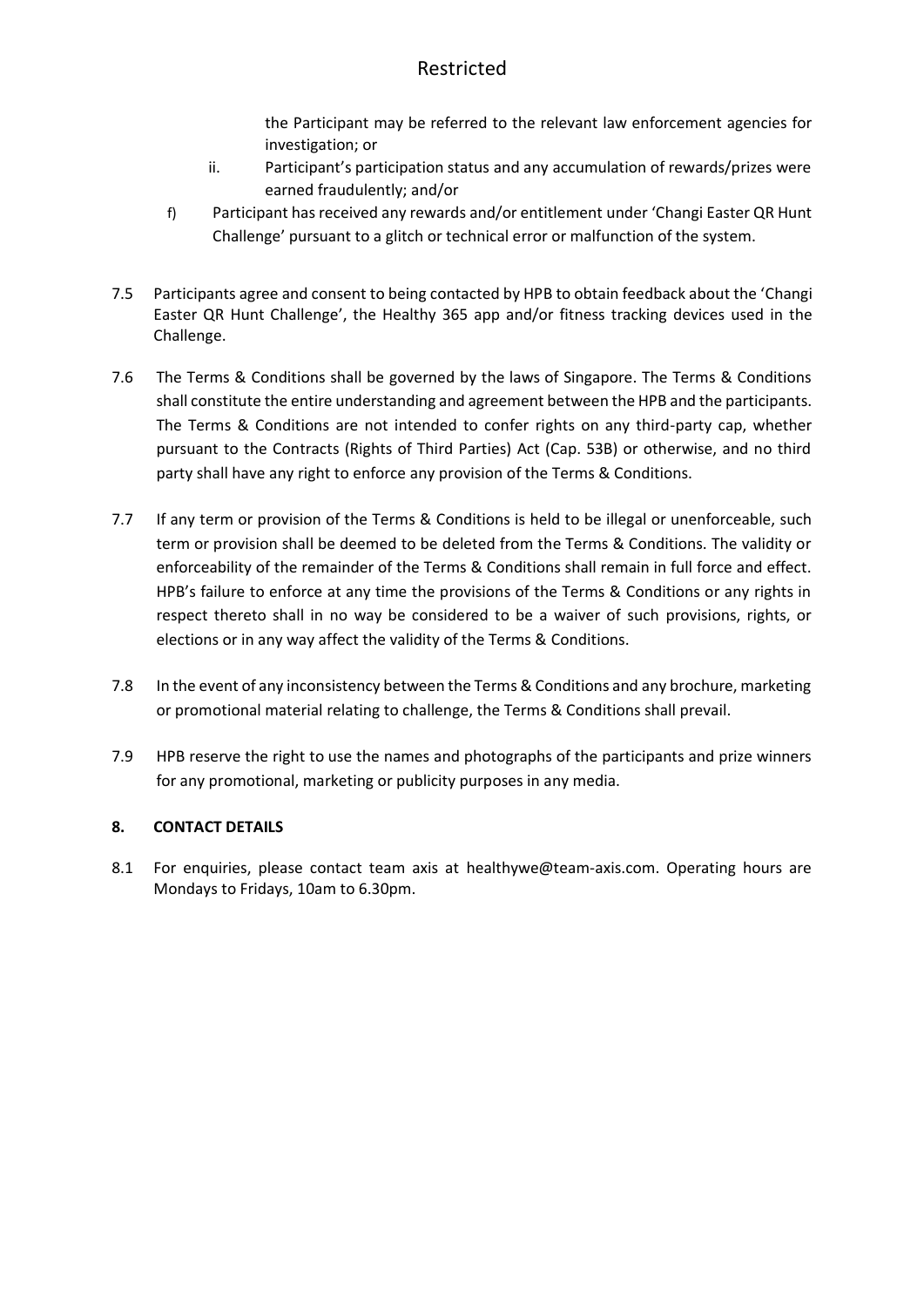the Participant may be referred to the relevant law enforcement agencies for investigation; or

    ii. Participant's participation status and any accumulation of rewards/prizes were earned fraudulently; and/or

f) Participant has received any rewards and/or entitlement under 'Changi Easter QR Hunt Challenge' pursuant to a glitch or technical error or malfunction of the system.

7.5 Participants agree and consent to being contacted by HPB to obtain feedback about the 'Changi Easter QR Hunt Challenge', the Healthy 365 app and/or fitness tracking devices used in the Challenge.

7.6 The Terms & Conditions shall be governed by the laws of Singapore. The Terms & Conditions shall constitute the entire understanding and agreement between the HPB and the participants. The Terms & Conditions are not intended to confer rights on any third-party cap, whether pursuant to the Contracts (Rights of Third Parties) Act (Cap. 53B) or otherwise, and no third party shall have any right to enforce any provision of the Terms & Conditions.

7.7 If any term or provision of the Terms & Conditions is held to be illegal or unenforceable, such term or provision shall be deemed to be deleted from the Terms & Conditions. The validity or enforceability of the remainder of the Terms & Conditions shall remain in full force and effect. HPB's failure to enforce at any time the provisions of the Terms & Conditions or any rights in respect thereto shall in no way be considered to be a waiver of such provisions, rights, or elections or in any way affect the validity of the Terms & Conditions.

7.8 In the event of any inconsistency between the Terms & Conditions and any brochure, marketing or promotional material relating to challenge, the Terms & Conditions shall prevail.

7.9 HPB reserve the right to use the names and photographs of the participants and prize winners for any promotional, marketing or publicity purposes in any media.

## 8. CONTACT DETAILS

8.1 For enquiries, please contact team axis at healthywe@team-axis.com. Operating hours are Mondays to Fridays, 10am to 6.30pm.